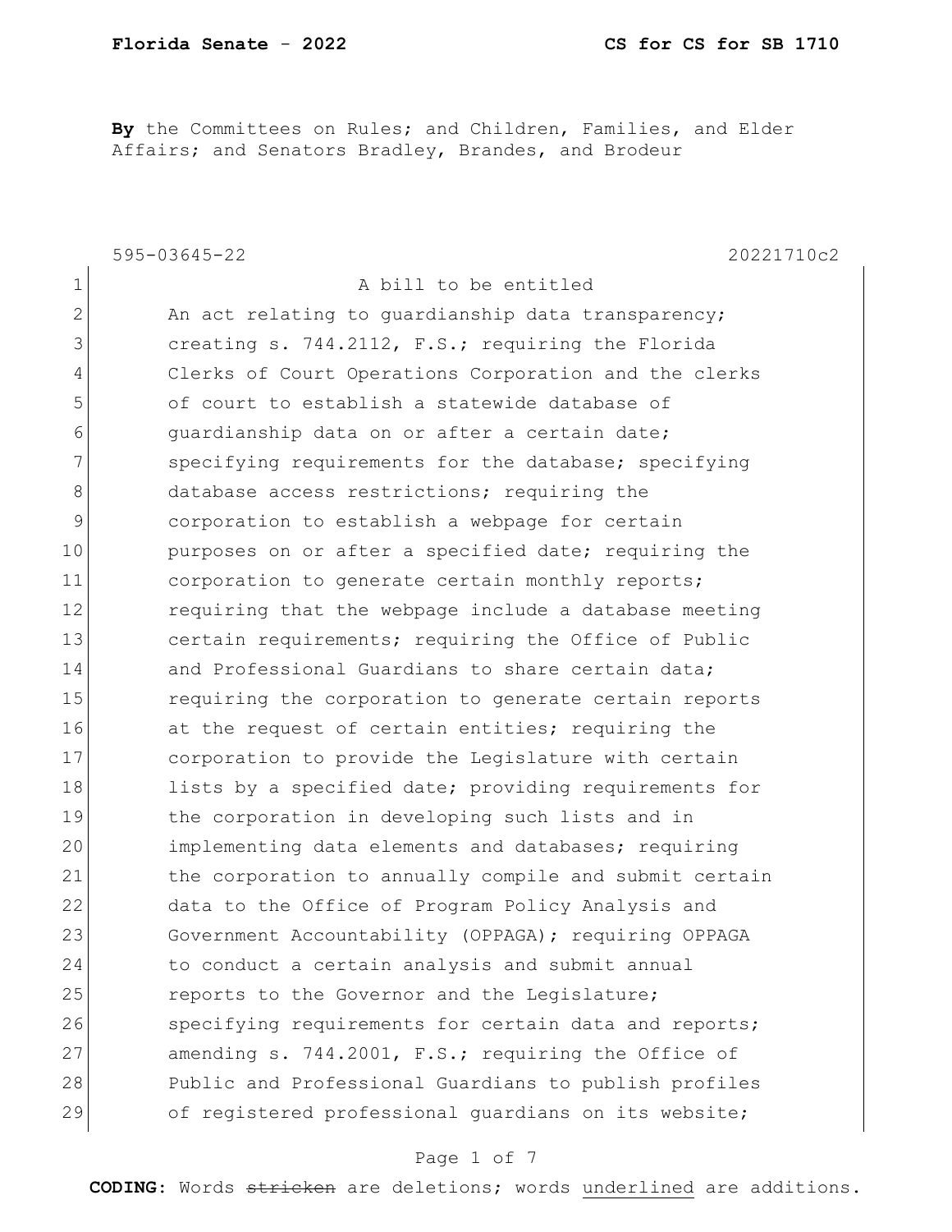**By** the Committees on Rules; and Children, Families, and Elder Affairs; and Senators Bradley, Brandes, and Brodeur

595-03645-22 20221710c2

1 A bill to be entitled
2 An act relating to guardianship data transparency;
3 creating s. 744.2112, F.S.; requiring the Florida
4 Clerks of Court Operations Corporation and the clerks
5 of court to establish a statewide database of
6 guardianship data on or after a certain date;
7 specifying requirements for the database; specifying
8 database access restrictions; requiring the
9 corporation to establish a webpage for certain
10 purposes on or after a specified date; requiring the
11 corporation to generate certain monthly reports;
12 requiring that the webpage include a database meeting
13 certain requirements; requiring the Office of Public
14 and Professional Guardians to share certain data;
15 requiring the corporation to generate certain reports
16 at the request of certain entities; requiring the
17 corporation to provide the Legislature with certain
18 lists by a specified date; providing requirements for
19 the corporation in developing such lists and in
20 implementing data elements and databases; requiring
21 the corporation to annually compile and submit certain
22 data to the Office of Program Policy Analysis and
23 Government Accountability (OPPAGA); requiring OPPAGA
24 to conduct a certain analysis and submit annual
25 reports to the Governor and the Legislature;
26 specifying requirements for certain data and reports;
27 amending s. 744.2001, F.S.; requiring the Office of
28 Public and Professional Guardians to publish profiles
29 of registered professional guardians on its website;

**CODING:** Words ~~stricken~~ are deletions; words underlined are additions.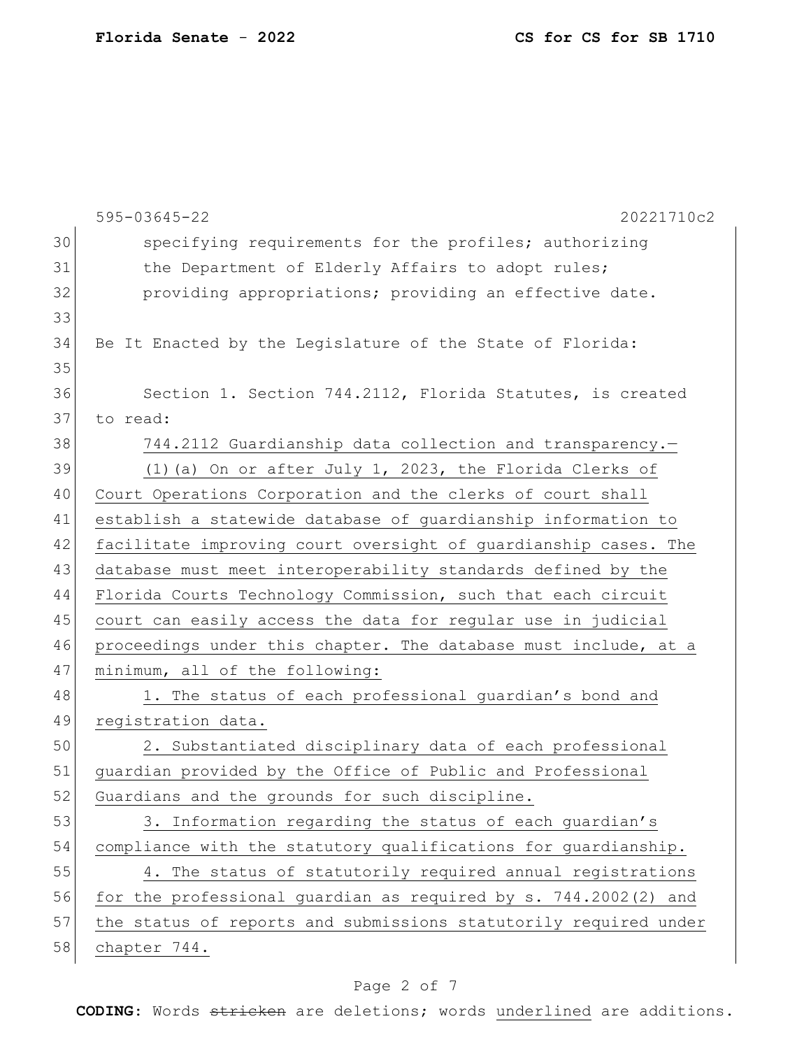specifying requirements for the profiles; authorizing the Department of Elderly Affairs to adopt rules; providing appropriations; providing an effective date.

Be It Enacted by the Legislature of the State of Florida:

Section 1. Section 744.2112, Florida Statutes, is created to read:

744.2112 Guardianship data collection and transparency.—

(1)(a) On or after July 1, 2023, the Florida Clerks of Court Operations Corporation and the clerks of court shall establish a statewide database of guardianship information to facilitate improving court oversight of guardianship cases. The database must meet interoperability standards defined by the Florida Courts Technology Commission, such that each circuit court can easily access the data for regular use in judicial proceedings under this chapter. The database must include, at a minimum, all of the following:

1. The status of each professional guardian's bond and registration data.

2. Substantiated disciplinary data of each professional guardian provided by the Office of Public and Professional Guardians and the grounds for such discipline.

3. Information regarding the status of each guardian's compliance with the statutory qualifications for guardianship.

4. The status of statutorily required annual registrations for the professional guardian as required by s. 744.2002(2) and the status of reports and submissions statutorily required under chapter 744.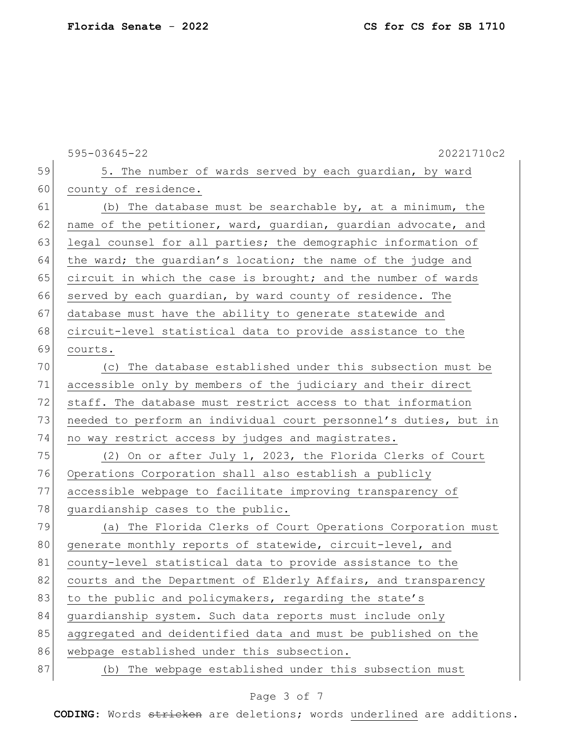5. The number of wards served by each guardian, by ward county of residence.

(b) The database must be searchable by, at a minimum, the name of the petitioner, ward, guardian, guardian advocate, and legal counsel for all parties; the demographic information of the ward; the guardian's location; the name of the judge and circuit in which the case is brought; and the number of wards served by each guardian, by ward county of residence. The database must have the ability to generate statewide and circuit-level statistical data to provide assistance to the courts.

(c) The database established under this subsection must be accessible only by members of the judiciary and their direct staff. The database must restrict access to that information needed to perform an individual court personnel's duties, but in no way restrict access by judges and magistrates.

(2) On or after July 1, 2023, the Florida Clerks of Court Operations Corporation shall also establish a publicly accessible webpage to facilitate improving transparency of guardianship cases to the public.

(a) The Florida Clerks of Court Operations Corporation must generate monthly reports of statewide, circuit-level, and county-level statistical data to provide assistance to the courts and the Department of Elderly Affairs, and transparency to the public and policymakers, regarding the state's guardianship system. Such data reports must include only aggregated and deidentified data and must be published on the webpage established under this subsection.

(b) The webpage established under this subsection must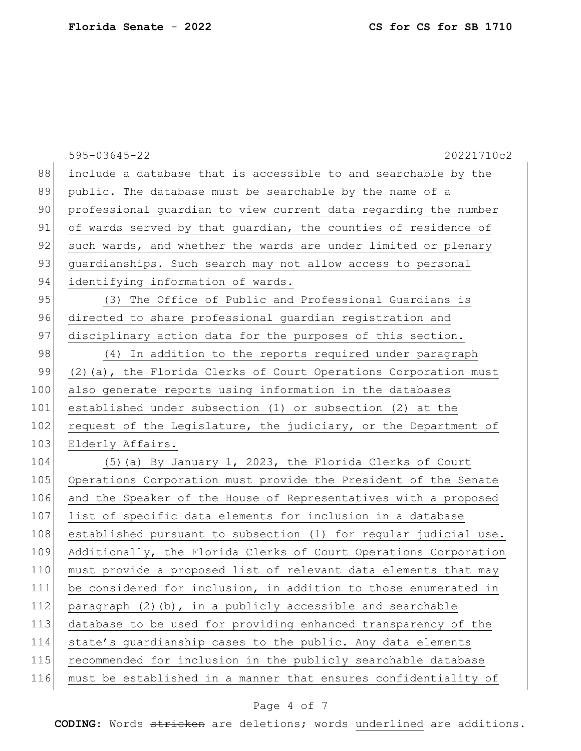include a database that is accessible to and searchable by the public. The database must be searchable by the name of a professional guardian to view current data regarding the number of wards served by that guardian, the counties of residence of such wards, and whether the wards are under limited or plenary guardianships. Such search may not allow access to personal identifying information of wards.

(3) The Office of Public and Professional Guardians is directed to share professional guardian registration and disciplinary action data for the purposes of this section.

(4) In addition to the reports required under paragraph (2)(a), the Florida Clerks of Court Operations Corporation must also generate reports using information in the databases established under subsection (1) or subsection (2) at the request of the Legislature, the judiciary, or the Department of Elderly Affairs.

(5)(a) By January 1, 2023, the Florida Clerks of Court Operations Corporation must provide the President of the Senate and the Speaker of the House of Representatives with a proposed list of specific data elements for inclusion in a database established pursuant to subsection (1) for regular judicial use. Additionally, the Florida Clerks of Court Operations Corporation must provide a proposed list of relevant data elements that may be considered for inclusion, in addition to those enumerated in paragraph (2)(b), in a publicly accessible and searchable database to be used for providing enhanced transparency of the state's guardianship cases to the public. Any data elements recommended for inclusion in the publicly searchable database must be established in a manner that ensures confidentiality of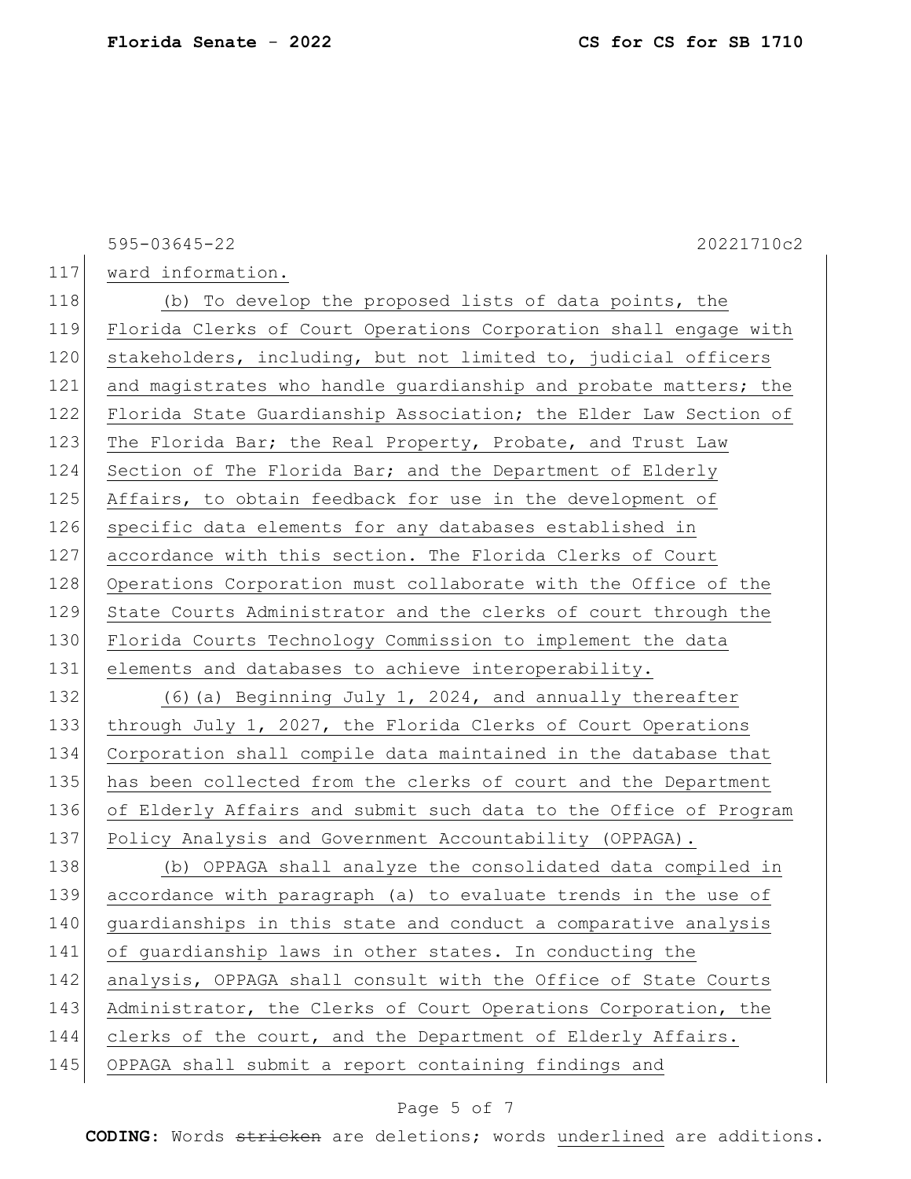ward information.

(b) To develop the proposed lists of data points, the Florida Clerks of Court Operations Corporation shall engage with stakeholders, including, but not limited to, judicial officers and magistrates who handle guardianship and probate matters; the Florida State Guardianship Association; the Elder Law Section of The Florida Bar; the Real Property, Probate, and Trust Law Section of The Florida Bar; and the Department of Elderly Affairs, to obtain feedback for use in the development of specific data elements for any databases established in accordance with this section. The Florida Clerks of Court Operations Corporation must collaborate with the Office of the State Courts Administrator and the clerks of court through the Florida Courts Technology Commission to implement the data elements and databases to achieve interoperability.

(6)(a) Beginning July 1, 2024, and annually thereafter through July 1, 2027, the Florida Clerks of Court Operations Corporation shall compile data maintained in the database that has been collected from the clerks of court and the Department of Elderly Affairs and submit such data to the Office of Program Policy Analysis and Government Accountability (OPPAGA).

(b) OPPAGA shall analyze the consolidated data compiled in accordance with paragraph (a) to evaluate trends in the use of guardianships in this state and conduct a comparative analysis of guardianship laws in other states. In conducting the analysis, OPPAGA shall consult with the Office of State Courts Administrator, the Clerks of Court Operations Corporation, the clerks of the court, and the Department of Elderly Affairs. OPPAGA shall submit a report containing findings and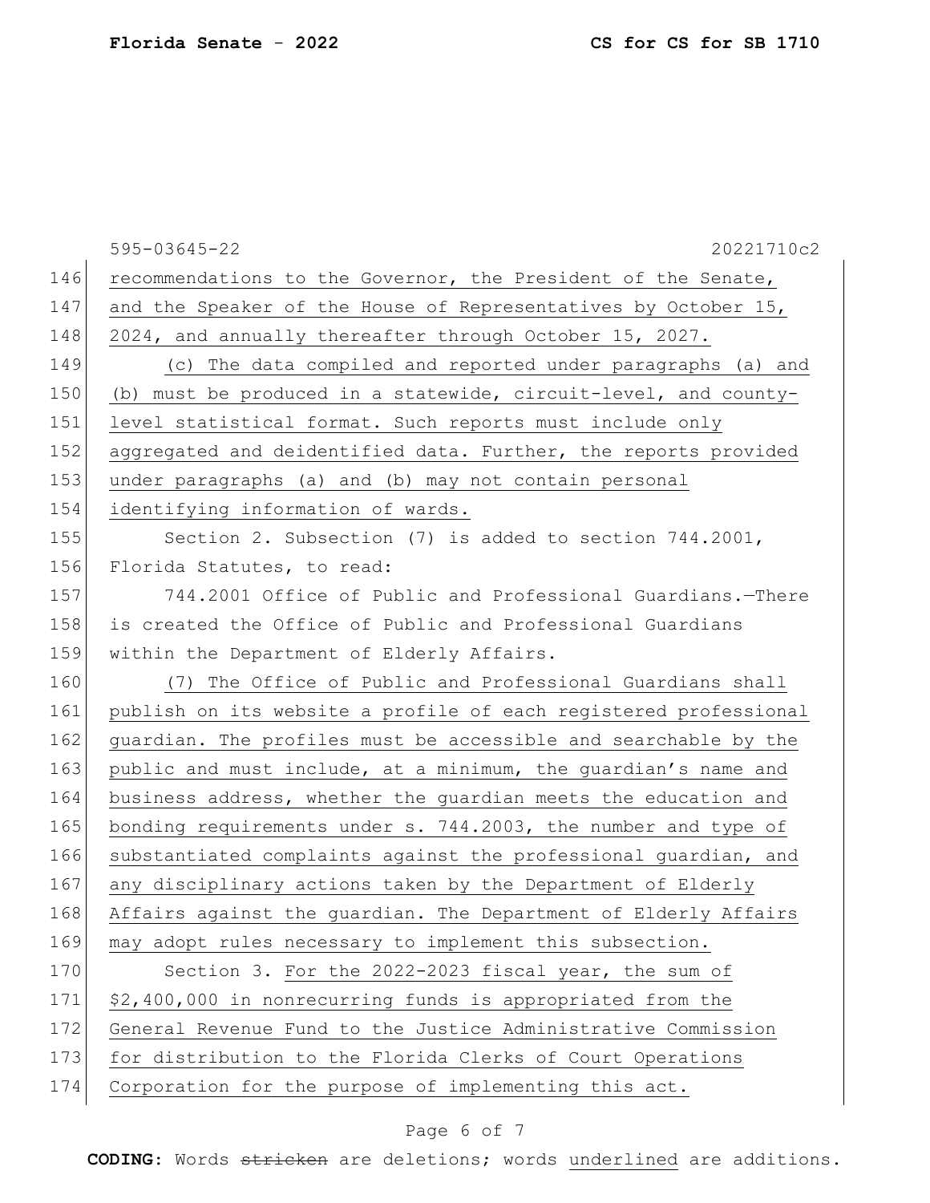595-03645-22 20221710c2

recommendations to the Governor, the President of the Senate, and the Speaker of the House of Representatives by October 15, 2024, and annually thereafter through October 15, 2027.

(c) The data compiled and reported under paragraphs (a) and (b) must be produced in a statewide, circuit-level, and county-level statistical format. Such reports must include only aggregated and deidentified data. Further, the reports provided under paragraphs (a) and (b) may not contain personal identifying information of wards.

Section 2. Subsection (7) is added to section 744.2001, Florida Statutes, to read:

744.2001 Office of Public and Professional Guardians.—There is created the Office of Public and Professional Guardians within the Department of Elderly Affairs.

(7) The Office of Public and Professional Guardians shall publish on its website a profile of each registered professional guardian. The profiles must be accessible and searchable by the public and must include, at a minimum, the guardian's name and business address, whether the guardian meets the education and bonding requirements under s. 744.2003, the number and type of substantiated complaints against the professional guardian, and any disciplinary actions taken by the Department of Elderly Affairs against the guardian. The Department of Elderly Affairs may adopt rules necessary to implement this subsection.

Section 3. For the 2022-2023 fiscal year, the sum of $2,400,000 in nonrecurring funds is appropriated from the General Revenue Fund to the Justice Administrative Commission for distribution to the Florida Clerks of Court Operations Corporation for the purpose of implementing this act.

**CODING:** Words ~~stricken~~ are deletions; words underlined are additions.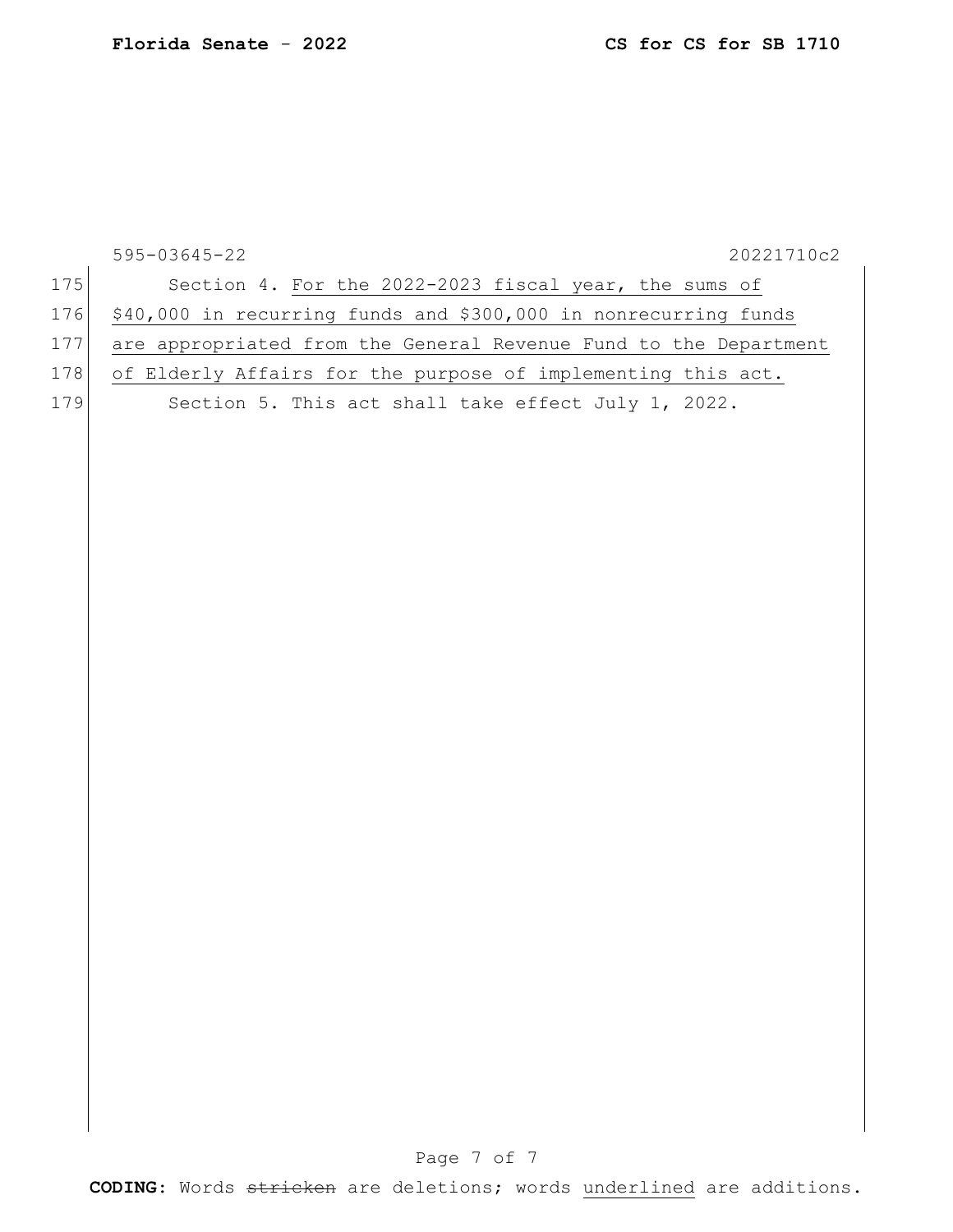595-03645-22 20221710c2

175 Section 4. <u>For the 2022-2023 fiscal year, the sums of</u>
176 <u>$40,000 in recurring funds and $300,000 in nonrecurring funds</u>
177 <u>are appropriated from the General Revenue Fund to the Department</u>
178 <u>of Elderly Affairs for the purpose of implementing this act.</u>
179 Section 5. This act shall take effect July 1, 2022.